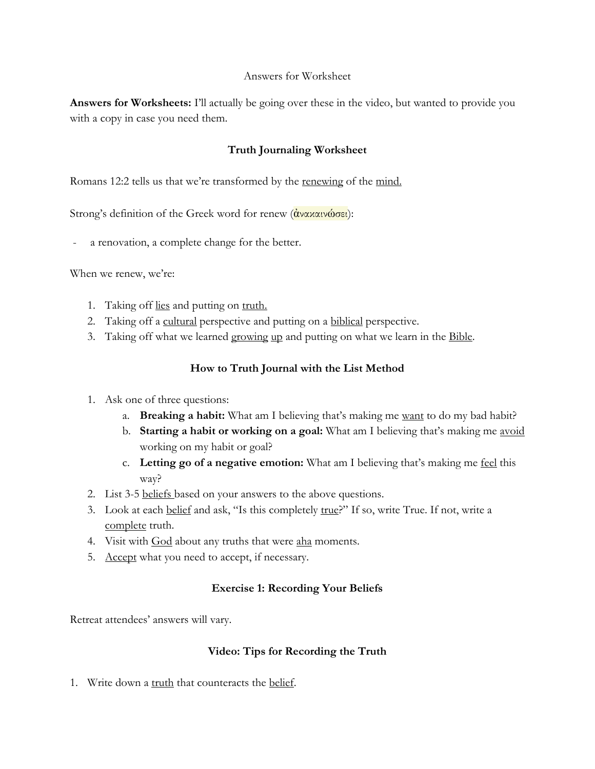Answers for Worksheet

**Answers for Worksheets:** I'll actually be going over these in the video, but wanted to provide you with a copy in case you need them.

### Truth Journaling Worksheet

Romans 12:2 tells us that we're transformed by the <u>renewing</u> of the <u>mind.</u>

Strong's definition of the Greek word for renew (ἀνακαινώσει):

- a renovation, a complete change for the better.

When we renew, we're:

1. Taking off <u>lies</u> and putting on <u>truth.</u>
2. Taking off a <u>cultural</u> perspective and putting on a <u>biblical</u> perspective.
3. Taking off what we learned <u>growing up</u> and putting on what we learn in the <u>Bible</u>.

### How to Truth Journal with the List Method

1. Ask one of three questions:
   a. **Breaking a habit:** What am I believing that's making me <u>want</u> to do my bad habit?
   b. **Starting a habit or working on a goal:** What am I believing that's making me <u>avoid</u> working on my habit or goal?
   c. **Letting go of a negative emotion:** What am I believing that's making me <u>feel</u> this way?
2. List 3-5 <u>beliefs</u> based on your answers to the above questions.
3. Look at each <u>belief</u> and ask, "Is this completely <u>true</u>?" If so, write True. If not, write a <u>complete</u> truth.
4. Visit with <u>God</u> about any truths that were <u>aha</u> moments.
5. <u>Accept</u> what you need to accept, if necessary.

### Exercise 1: Recording Your Beliefs

Retreat attendees' answers will vary.

### Video: Tips for Recording the Truth

1. Write down a <u>truth</u> that counteracts the <u>belief</u>.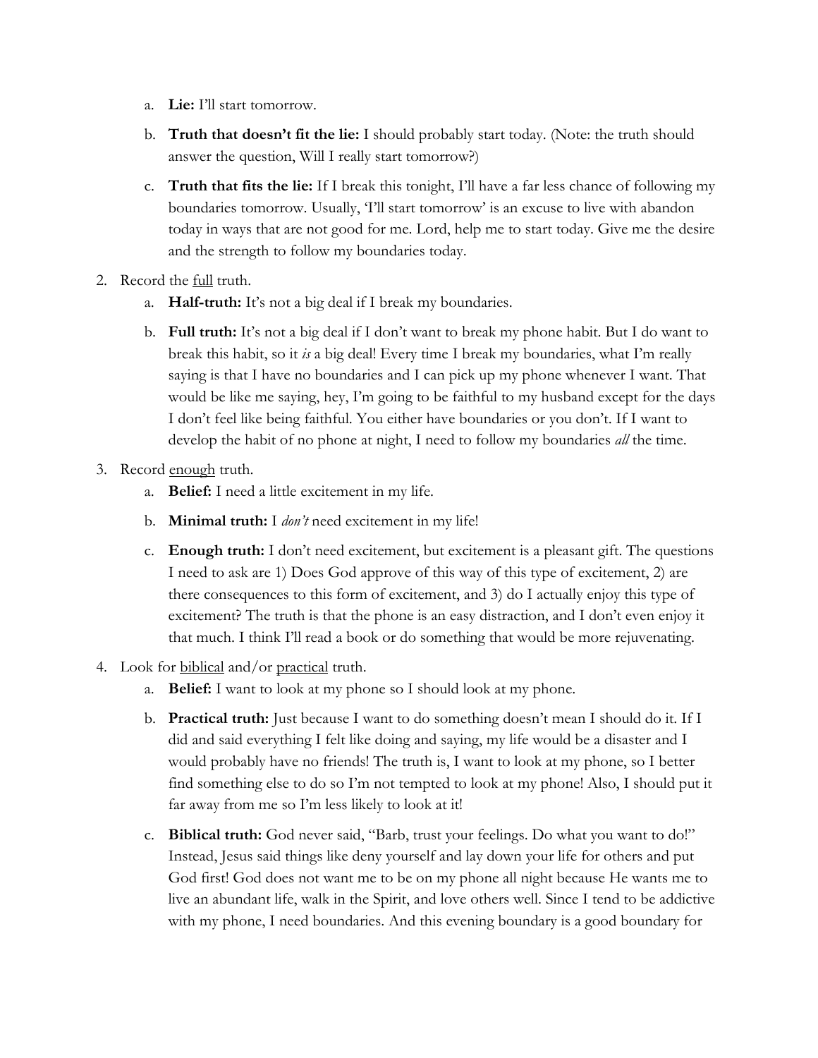a. **Lie:** I'll start tomorrow.

   b. **Truth that doesn't fit the lie:** I should probably start today. (Note: the truth should answer the question, Will I really start tomorrow?)

   c. **Truth that fits the lie:** If I break this tonight, I'll have a far less chance of following my boundaries tomorrow. Usually, 'I'll start tomorrow' is an excuse to live with abandon today in ways that are not good for me. Lord, help me to start today. Give me the desire and the strength to follow my boundaries today.

2. Record the <u>full</u> truth.
   a. **Half-truth:** It's not a big deal if I break my boundaries.

   b. **Full truth:** It's not a big deal if I don't want to break my phone habit. But I do want to break this habit, so it *is* a big deal! Every time I break my boundaries, what I'm really saying is that I have no boundaries and I can pick up my phone whenever I want. That would be like me saying, hey, I'm going to be faithful to my husband except for the days I don't feel like being faithful. You either have boundaries or you don't. If I want to develop the habit of no phone at night, I need to follow my boundaries *all* the time.

3. Record <u>enough</u> truth.
   a. **Belief:** I need a little excitement in my life.

   b. **Minimal truth:** I *don't* need excitement in my life!

   c. **Enough truth:** I don't need excitement, but excitement is a pleasant gift. The questions I need to ask are 1) Does God approve of this way of this type of excitement, 2) are there consequences to this form of excitement, and 3) do I actually enjoy this type of excitement? The truth is that the phone is an easy distraction, and I don't even enjoy it that much. I think I'll read a book or do something that would be more rejuvenating.

4. Look for <u>biblical</u> and/or <u>practical</u> truth.
   a. **Belief:** I want to look at my phone so I should look at my phone.

   b. **Practical truth:** Just because I want to do something doesn't mean I should do it. If I did and said everything I felt like doing and saying, my life would be a disaster and I would probably have no friends! The truth is, I want to look at my phone, so I better find something else to do so I'm not tempted to look at my phone! Also, I should put it far away from me so I'm less likely to look at it!

   c. **Biblical truth:** God never said, "Barb, trust your feelings. Do what you want to do!" Instead, Jesus said things like deny yourself and lay down your life for others and put God first! God does not want me to be on my phone all night because He wants me to live an abundant life, walk in the Spirit, and love others well. Since I tend to be addictive with my phone, I need boundaries. And this evening boundary is a good boundary for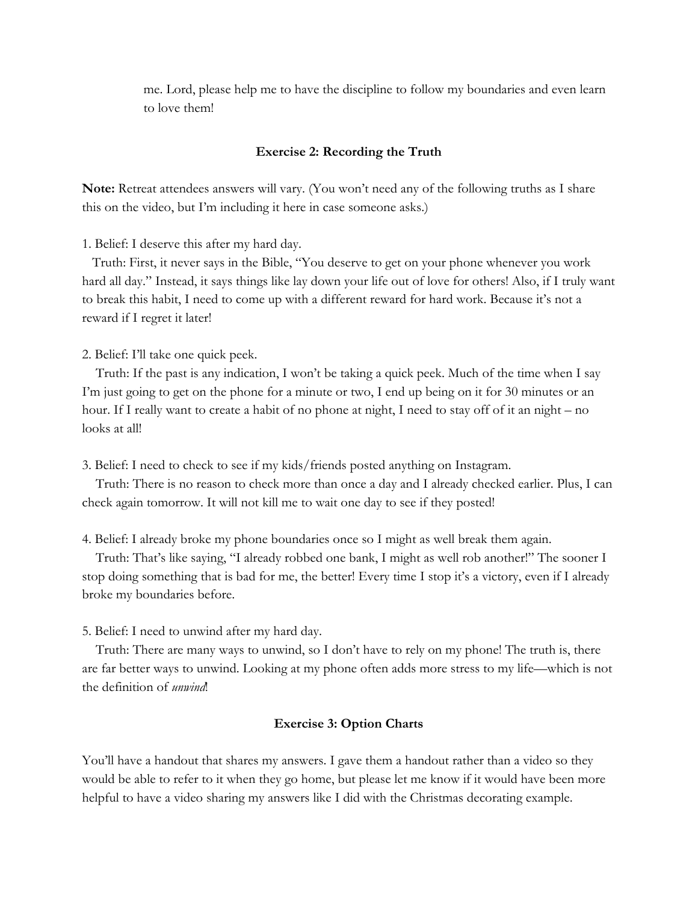me. Lord, please help me to have the discipline to follow my boundaries and even learn to love them!

### Exercise 2: Recording the Truth

**Note:** Retreat attendees answers will vary. (You won't need any of the following truths as I share this on the video, but I'm including it here in case someone asks.)

1. Belief: I deserve this after my hard day.
   Truth: First, it never says in the Bible, "You deserve to get on your phone whenever you work hard all day." Instead, it says things like lay down your life out of love for others! Also, if I truly want to break this habit, I need to come up with a different reward for hard work. Because it's not a reward if I regret it later!

2. Belief: I'll take one quick peek.
   Truth: If the past is any indication, I won't be taking a quick peek. Much of the time when I say I'm just going to get on the phone for a minute or two, I end up being on it for 30 minutes or an hour. If I really want to create a habit of no phone at night, I need to stay off of it an night – no looks at all!

3. Belief: I need to check to see if my kids/friends posted anything on Instagram.
   Truth: There is no reason to check more than once a day and I already checked earlier. Plus, I can check again tomorrow. It will not kill me to wait one day to see if they posted!

4. Belief: I already broke my phone boundaries once so I might as well break them again.
   Truth: That's like saying, "I already robbed one bank, I might as well rob another!" The sooner I stop doing something that is bad for me, the better! Every time I stop it's a victory, even if I already broke my boundaries before.

5. Belief: I need to unwind after my hard day.
   Truth: There are many ways to unwind, so I don't have to rely on my phone! The truth is, there are far better ways to unwind. Looking at my phone often adds more stress to my life—which is not the definition of *unwind*!

### Exercise 3: Option Charts

You'll have a handout that shares my answers. I gave them a handout rather than a video so they would be able to refer to it when they go home, but please let me know if it would have been more helpful to have a video sharing my answers like I did with the Christmas decorating example.